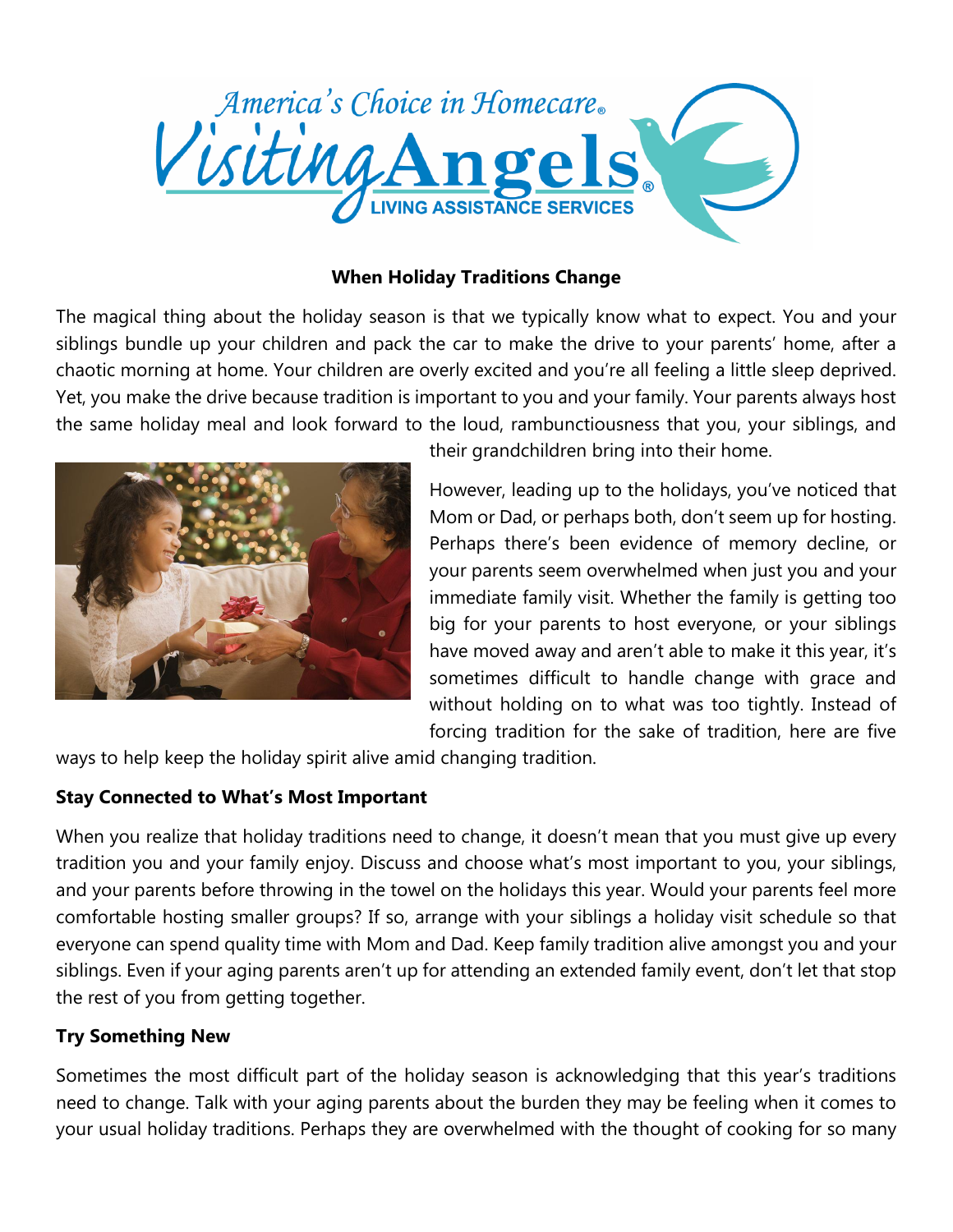America's Choice in Homecare®

Visiting Angels® LIVING ASSISTANCE SERVICES

## When Holiday Traditions Change

The magical thing about the holiday season is that we typically know what to expect. You and your siblings bundle up your children and pack the car to make the drive to your parents' home, after a chaotic morning at home. Your children are overly excited and you're all feeling a little sleep deprived. Yet, you make the drive because tradition is important to you and your family. Your parents always host the same holiday meal and look forward to the loud, rambunctiousness that you, your siblings, and their grandchildren bring into their home.

However, leading up to the holidays, you've noticed that Mom or Dad, or perhaps both, don't seem up for hosting. Perhaps there's been evidence of memory decline, or your parents seem overwhelmed when just you and your immediate family visit. Whether the family is getting too big for your parents to host everyone, or your siblings have moved away and aren't able to make it this year, it's sometimes difficult to handle change with grace and without holding on to what was too tightly. Instead of forcing tradition for the sake of tradition, here are five ways to help keep the holiday spirit alive amid changing tradition.

### Stay Connected to What's Most Important

When you realize that holiday traditions need to change, it doesn't mean that you must give up every tradition you and your family enjoy. Discuss and choose what's most important to you, your siblings, and your parents before throwing in the towel on the holidays this year. Would your parents feel more comfortable hosting smaller groups? If so, arrange with your siblings a holiday visit schedule so that everyone can spend quality time with Mom and Dad. Keep family tradition alive amongst you and your siblings. Even if your aging parents aren't up for attending an extended family event, don't let that stop the rest of you from getting together.

### Try Something New

Sometimes the most difficult part of the holiday season is acknowledging that this year's traditions need to change. Talk with your aging parents about the burden they may be feeling when it comes to your usual holiday traditions. Perhaps they are overwhelmed with the thought of cooking for so many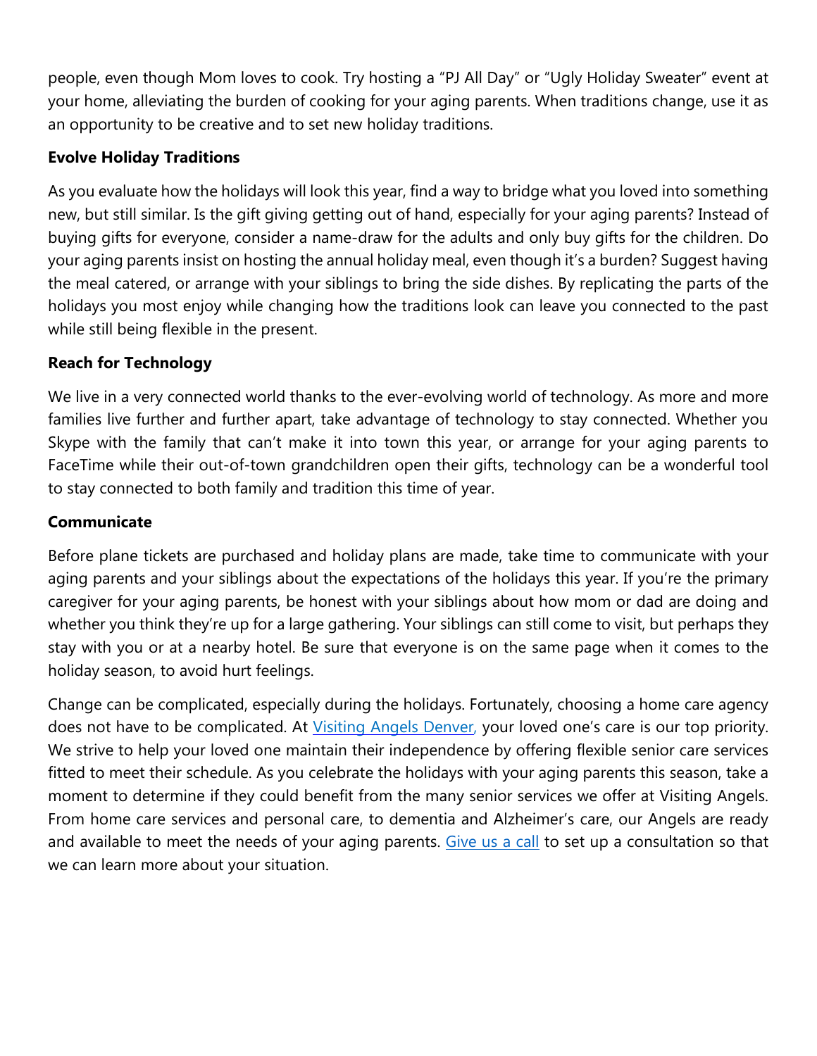people, even though Mom loves to cook. Try hosting a “PJ All Day” or “Ugly Holiday Sweater” event at your home, alleviating the burden of cooking for your aging parents. When traditions change, use it as an opportunity to be creative and to set new holiday traditions.

**Evolve Holiday Traditions**

As you evaluate how the holidays will look this year, find a way to bridge what you loved into something new, but still similar. Is the gift giving getting out of hand, especially for your aging parents? Instead of buying gifts for everyone, consider a name-draw for the adults and only buy gifts for the children. Do your aging parents insist on hosting the annual holiday meal, even though it’s a burden? Suggest having the meal catered, or arrange with your siblings to bring the side dishes. By replicating the parts of the holidays you most enjoy while changing how the traditions look can leave you connected to the past while still being flexible in the present.

**Reach for Technology**

We live in a very connected world thanks to the ever-evolving world of technology. As more and more families live further and further apart, take advantage of technology to stay connected. Whether you Skype with the family that can’t make it into town this year, or arrange for your aging parents to FaceTime while their out-of-town grandchildren open their gifts, technology can be a wonderful tool to stay connected to both family and tradition this time of year.

**Communicate**

Before plane tickets are purchased and holiday plans are made, take time to communicate with your aging parents and your siblings about the expectations of the holidays this year. If you’re the primary caregiver for your aging parents, be honest with your siblings about how mom or dad are doing and whether you think they’re up for a large gathering. Your siblings can still come to visit, but perhaps they stay with you or at a nearby hotel. Be sure that everyone is on the same page when it comes to the holiday season, to avoid hurt feelings.

Change can be complicated, especially during the holidays. Fortunately, choosing a home care agency does not have to be complicated. At Visiting Angels Denver, your loved one’s care is our top priority. We strive to help your loved one maintain their independence by offering flexible senior care services fitted to meet their schedule. As you celebrate the holidays with your aging parents this season, take a moment to determine if they could benefit from the many senior services we offer at Visiting Angels. From home care services and personal care, to dementia and Alzheimer’s care, our Angels are ready and available to meet the needs of your aging parents. Give us a call to set up a consultation so that we can learn more about your situation.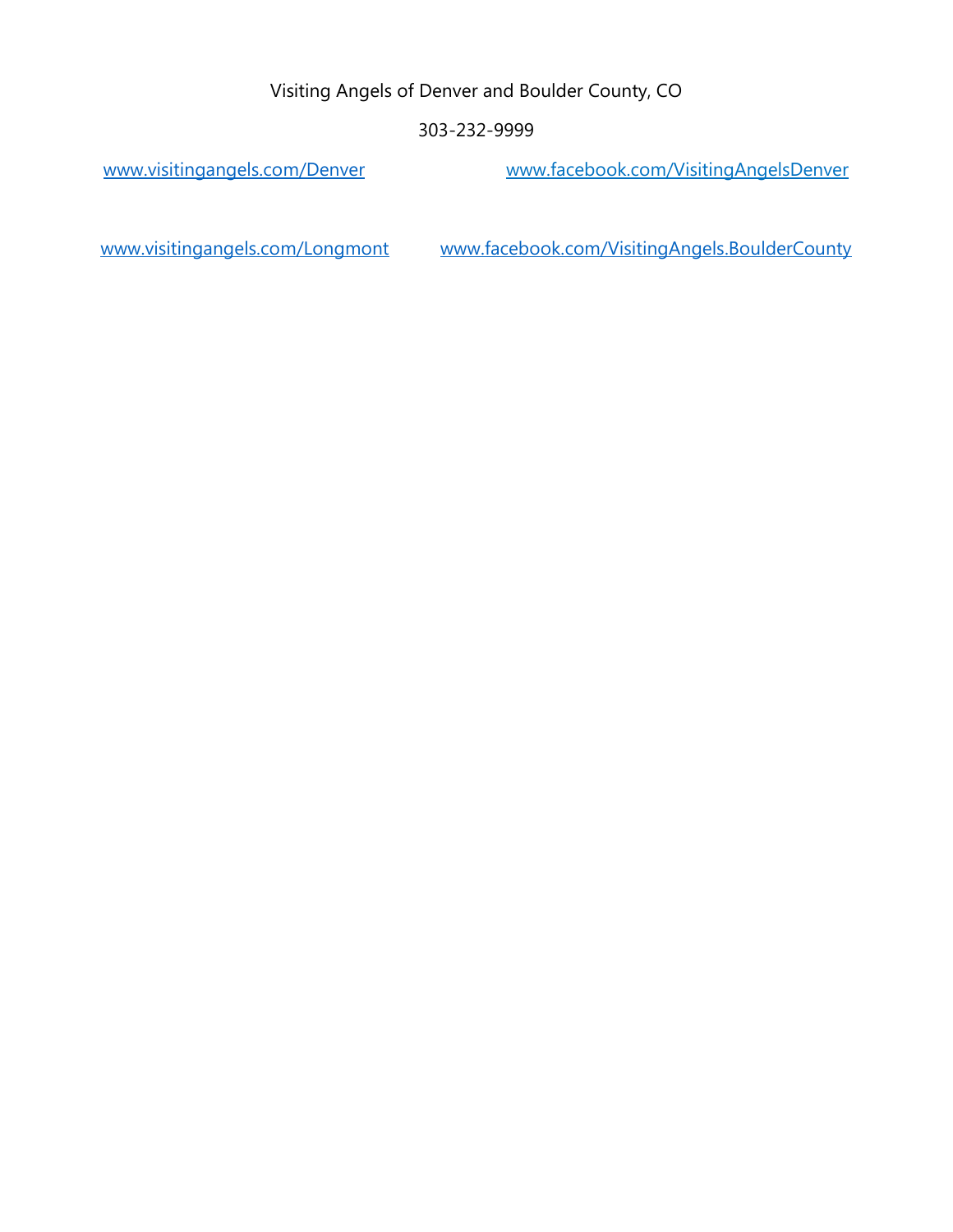Visiting Angels of Denver and Boulder County, CO

303-232-9999

www.visitingangels.com/Denver

www.facebook.com/VisitingAngelsDenver

www.visitingangels.com/Longmont

www.facebook.com/VisitingAngels.BoulderCounty